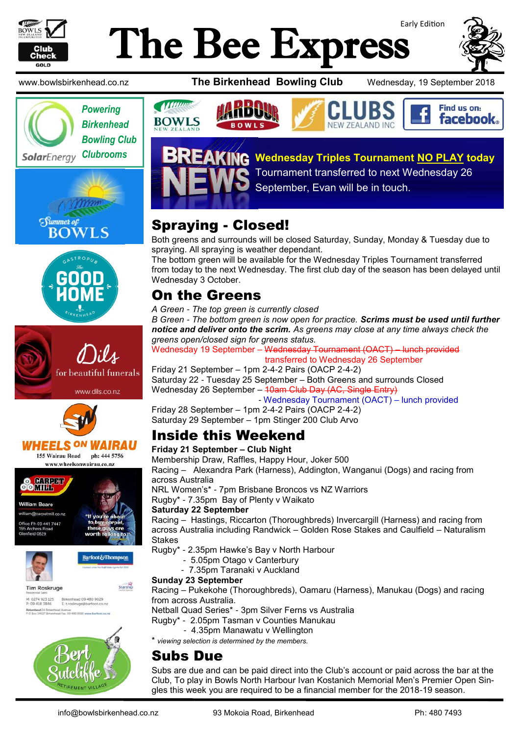# The Bee Express

Early Edition

www.bowlsbirkenhead.co.nz **The Birkenhead Bowling Club** Wednesday, 19 September 2018

**BREAKING NEWS** **Wednesday Triples Tournament NO PLAY today**
Tournament transferred to next Wednesday 26 September, Evan will be in touch.

## Spraying - Closed!

Both greens and surrounds will be closed Saturday, Sunday, Monday & Tuesday due to spraying. All spraying is weather dependant.
The bottom green will be available for the Wednesday Triples Tournament transferred from today to the next Wednesday. The first club day of the season has been delayed until Wednesday 3 October.

## On the Greens

*A Green - The top green is currently closed*
*B Green - The bottom green is now open for practice.* ***Scrims must be used until further notice and deliver onto the scrim.*** *As greens may close at any time always check the greens open/closed sign for greens status.*

Wednesday 19 September – ~~Wednesday Tournament (OACT) – lunch provided~~
transferred to Wednesday 26 September
Friday 21 September – 1pm 2-4-2 Pairs (OACP 2-4-2)
Saturday 22 - Tuesday 25 September – Both Greens and surrounds Closed
Wednesday 26 September – ~~10am Club Day (AC, Single Entry)~~
- Wednesday Tournament (OACT) – lunch provided
Friday 28 September – 1pm 2-4-2 Pairs (OACP 2-4-2)
Saturday 29 September – 1pm Stinger 200 Club Arvo

## Inside this Weekend

**Friday 21 September – Club Night**
Membership Draw, Raffles, Happy Hour, Joker 500
Racing – Alexandra Park (Harness), Addington, Wanganui (Dogs) and racing from across Australia
NRL Women's* - 7pm Brisbane Broncos vs NZ Warriors
Rugby* - 7.35pm Bay of Plenty v Waikato

**Saturday 22 September**
Racing – Hastings, Riccarton (Thoroughbreds) Invercargill (Harness) and racing from across Australia including Randwick – Golden Rose Stakes and Caulfield – Naturalism Stakes
Rugby* - 2.35pm Hawke's Bay v North Harbour
- 5.05pm Otago v Canterbury
- 7.35pm Taranaki v Auckland

**Sunday 23 September**
Racing – Pukekohe (Thoroughbreds), Oamaru (Harness), Manukau (Dogs) and racing from across Australia.
Netball Quad Series* - 3pm Silver Ferns vs Australia
Rugby* - 2.05pm Tasman v Counties Manukau
- 4.35pm Manawatu v Wellington

\* *viewing selection is determined by the members.*

## Subs Due

Subs are due and can be paid direct into the Club's account or paid across the bar at the Club, To play in Bowls North Harbour Ivan Kostanich Memorial Men's Premier Open Singles this week you are required to be a financial member for the 2018-19 season.

info@bowlsbirkenhead.co.nz 93 Mokoia Road, Birkenhead Ph: 480 7493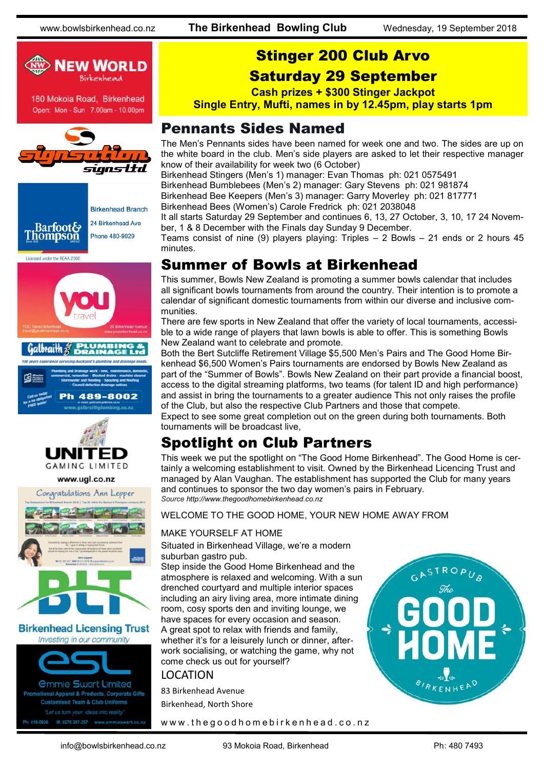# Stinger 200 Club Arvo
# Saturday 29 September

**Cash prizes + $300 Stinger Jackpot**
**Single Entry, Mufti, names in by 12.45pm, play starts 1pm**

## Pennants Sides Named

The Men's Pennants sides have been named for week one and two. The sides are up on the white board in the club. Men's side players are asked to let their respective manager know of their availability for week two (6 October)

Birkenhead Stingers (Men's 1) manager: Evan Thomas ph: 021 0575491
Birkenhead Bumblebees (Men's 2) manager: Gary Stevens ph: 021 981874
Birkenhead Bee Keepers (Men's 3) manager: Garry Moverley ph: 021 817771
Birkenhead Bees (Women's) Carole Fredrick ph: 021 2038048

It all starts Saturday 29 September and continues 6, 13, 27 October, 3, 10, 17 24 November, 1 & 8 December with the Finals day Sunday 9 December.

Teams consist of nine (9) players playing: Triples – 2 Bowls – 21 ends or 2 hours 45 minutes.

## Summer of Bowls at Birkenhead

This summer, Bowls New Zealand is promoting a summer bowls calendar that includes all significant bowls tournaments from around the country. Their intention is to promote a calendar of significant domestic tournaments from within our diverse and inclusive communities.

There are few sports in New Zealand that offer the variety of local tournaments, accessible to a wide range of players that lawn bowls is able to offer. This is something Bowls New Zealand want to celebrate and promote.

Both the Bert Sutcliffe Retirement Village $5,500 Men's Pairs and The Good Home Birkenhead $6,500 Women's Pairs tournaments are endorsed by Bowls New Zealand as part of the "Summer of Bowls". Bowls New Zealand on their part provide a financial boost, access to the digital streaming platforms, two teams (for talent ID and high performance) and assist in bring the tournaments to a greater audience This not only raises the profile of the Club, but also the respective Club Partners and those that compete.

Expect to see some great completion out on the green during both tournaments. Both tournaments will be broadcast live,

## Spotlight on Club Partners

This week we put the spotlight on "The Good Home Birkenhead". The Good Home is certainly a welcoming establishment to visit. Owned by the Birkenhead Licencing Trust and managed by Alan Vaughan. The establishment has supported the Club for many years and continues to sponsor the two day women's pairs in February.

*Source http://www.thegoodhomebirkenhead.co.nz*

WELCOME TO THE GOOD HOME, YOUR NEW HOME AWAY FROM

MAKE YOURSELF AT HOME

Situated in Birkenhead Village, we're a modern suburban gastro pub.

Step inside the Good Home Birkenhead and the atmosphere is relaxed and welcoming. With a sun drenched courtyard and multiple interior spaces including an airy living area, more intimate dining room, cosy sports den and inviting lounge, we have spaces for every occasion and season.

A great spot to relax with friends and family, whether it's for a leisurely lunch or dinner, after-work socialising, or watching the game, why not come check us out for yourself?

LOCATION

83 Birkenhead Avenue
Birkenhead, North Shore

www.thegoodhomebirkenhead.co.nz

GASTROPUB The GOOD HOME BIRKENHEAD

---

New World Birkenhead
180 Mokoia Road, Birkenhead
Open: Mon - Sun 7.00am - 10.00pm

signsation signs ltd

Barfoot & Thompson
Birkenhead Branch
24 Birkenhead Ave
Phone 480-9029
Licensed under the REAA 2008

you travel
YOU Travel Birkenhead
20 Birkenhead Avenue

Galbraith Plumbing & Drainage Ltd
100 years experience servicing Auckland's plumbing and drainage needs.
Ph 489-8002
www.galbraithplumbing.co.nz

UNITED GAMING LIMITED
www.ugl.co.nz

Congratulations Ann Lepper

BLT
Birkenhead Licensing Trust
Investing in our community

esl
Emmie Swart Limited
Promotional Apparel & Products, Corporate Gifts
Customised Team & Club Uniforms
"Let us turn your ideas into reality"
Ph: 419-0926 M: 0275 297-207 www.emmieswart.co.nz